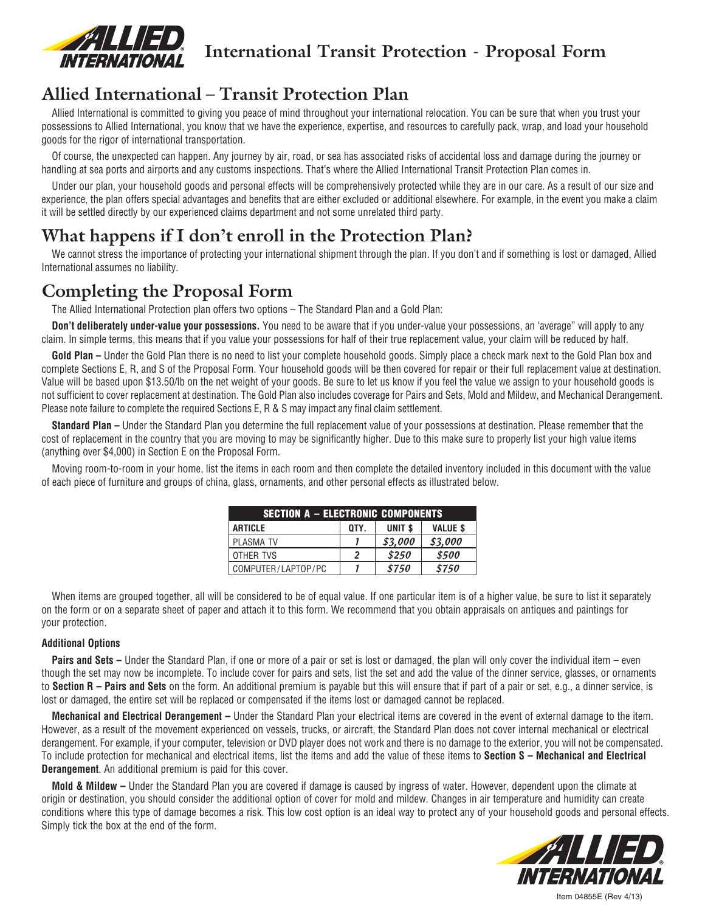# International Transit Protection - Proposal Form

## Allied International – Transit Protection Plan

Allied International is committed to giving you peace of mind throughout your international relocation. You can be sure that when you trust your possessions to Allied International, you know that we have the experience, expertise, and resources to carefully pack, wrap, and load your household goods for the rigor of international transportation.

Of course, the unexpected can happen. Any journey by air, road, or sea has associated risks of accidental loss and damage during the journey or handling at sea ports and airports and any customs inspections. That's where the Allied International Transit Protection Plan comes in.

Under our plan, your household goods and personal effects will be comprehensively protected while they are in our care. As a result of our size and experience, the plan offers special advantages and benefits that are either excluded or additional elsewhere. For example, in the event you make a claim it will be settled directly by our experienced claims department and not some unrelated third party.

## What happens if I don't enroll in the Protection Plan?

We cannot stress the importance of protecting your international shipment through the plan. If you don't and if something is lost or damaged, Allied International assumes no liability.

## Completing the Proposal Form

The Allied International Protection plan offers two options – The Standard Plan and a Gold Plan:

**Don't deliberately under-value your possessions.** You need to be aware that if you under-value your possessions, an 'average" will apply to any claim. In simple terms, this means that if you value your possessions for half of their true replacement value, your claim will be reduced by half.

**Gold Plan –** Under the Gold Plan there is no need to list your complete household goods. Simply place a check mark next to the Gold Plan box and complete Sections E, R, and S of the Proposal Form. Your household goods will be then covered for repair or their full replacement value at destination. Value will be based upon $13.50/lb on the net weight of your goods. Be sure to let us know if you feel the value we assign to your household goods is not sufficient to cover replacement at destination. The Gold Plan also includes coverage for Pairs and Sets, Mold and Mildew, and Mechanical Derangement. Please note failure to complete the required Sections E, R & S may impact any final claim settlement.

**Standard Plan –** Under the Standard Plan you determine the full replacement value of your possessions at destination. Please remember that the cost of replacement in the country that you are moving to may be significantly higher. Due to this make sure to properly list your high value items (anything over $4,000) in Section E on the Proposal Form.

Moving room-to-room in your home, list the items in each room and then complete the detailed inventory included in this document with the value of each piece of furniture and groups of china, glass, ornaments, and other personal effects as illustrated below.

| SECTION A – ELECTRONIC COMPONENTS | | | |
|---|---|---|---|
| ARTICLE | QTY. | UNIT $ | VALUE $ |
| PLASMA TV | *1* | *$3,000* | *$3,000* |
| OTHER TVS | *2* | *$250* | *$500* |
| COMPUTER/LAPTOP/PC | *1* | *$750* | *$750* |

When items are grouped together, all will be considered to be of equal value. If one particular item is of a higher value, be sure to list it separately on the form or on a separate sheet of paper and attach it to this form. We recommend that you obtain appraisals on antiques and paintings for your protection.

#### Additional Options

**Pairs and Sets –** Under the Standard Plan, if one or more of a pair or set is lost or damaged, the plan will only cover the individual item – even though the set may now be incomplete. To include cover for pairs and sets, list the set and add the value of the dinner service, glasses, or ornaments to **Section R – Pairs and Sets** on the form. An additional premium is payable but this will ensure that if part of a pair or set, e.g., a dinner service, is lost or damaged, the entire set will be replaced or compensated if the items lost or damaged cannot be replaced.

**Mechanical and Electrical Derangement –** Under the Standard Plan your electrical items are covered in the event of external damage to the item. However, as a result of the movement experienced on vessels, trucks, or aircraft, the Standard Plan does not cover internal mechanical or electrical derangement. For example, if your computer, television or DVD player does not work and there is no damage to the exterior, you will not be compensated. To include protection for mechanical and electrical items, list the items and add the value of these items to **Section S – Mechanical and Electrical Derangement**. An additional premium is paid for this cover.

**Mold & Mildew –** Under the Standard Plan you are covered if damage is caused by ingress of water. However, dependent upon the climate at origin or destination, you should consider the additional option of cover for mold and mildew. Changes in air temperature and humidity can create conditions where this type of damage becomes a risk. This low cost option is an ideal way to protect any of your household goods and personal effects. Simply tick the box at the end of the form.

Item 04855E (Rev 4/13)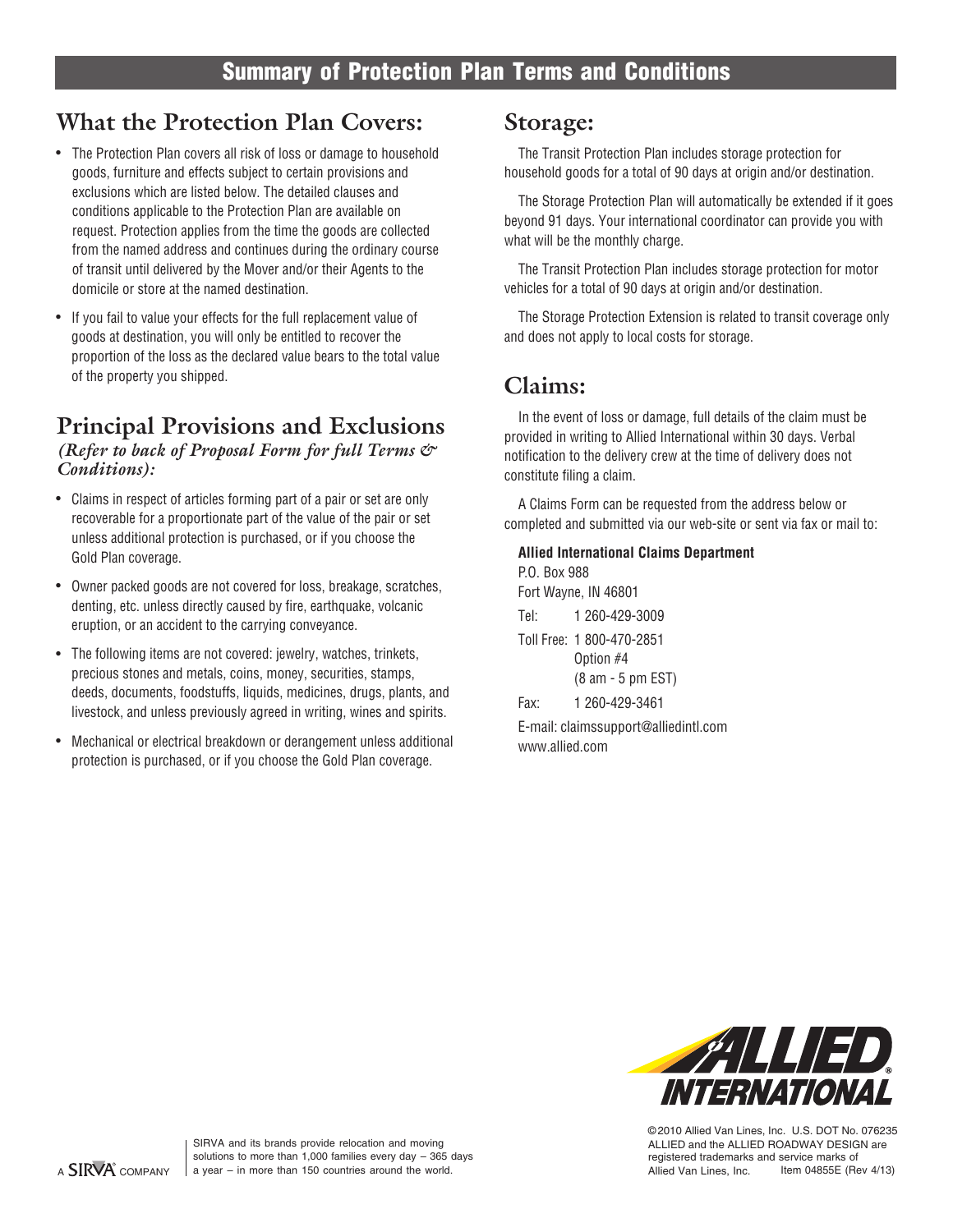# Summary of Protection Plan Terms and Conditions

## What the Protection Plan Covers:

- The Protection Plan covers all risk of loss or damage to household goods, furniture and effects subject to certain provisions and exclusions which are listed below. The detailed clauses and conditions applicable to the Protection Plan are available on request. Protection applies from the time the goods are collected from the named address and continues during the ordinary course of transit until delivered by the Mover and/or their Agents to the domicile or store at the named destination.
- If you fail to value your effects for the full replacement value of goods at destination, you will only be entitled to recover the proportion of the loss as the declared value bears to the total value of the property you shipped.

## Principal Provisions and Exclusions

*(Refer to back of Proposal Form for full Terms & Conditions):*

- Claims in respect of articles forming part of a pair or set are only recoverable for a proportionate part of the value of the pair or set unless additional protection is purchased, or if you choose the Gold Plan coverage.
- Owner packed goods are not covered for loss, breakage, scratches, denting, etc. unless directly caused by fire, earthquake, volcanic eruption, or an accident to the carrying conveyance.
- The following items are not covered: jewelry, watches, trinkets, precious stones and metals, coins, money, securities, stamps, deeds, documents, foodstuffs, liquids, medicines, drugs, plants, and livestock, and unless previously agreed in writing, wines and spirits.
- Mechanical or electrical breakdown or derangement unless additional protection is purchased, or if you choose the Gold Plan coverage.

## Storage:

The Transit Protection Plan includes storage protection for household goods for a total of 90 days at origin and/or destination.

The Storage Protection Plan will automatically be extended if it goes beyond 91 days. Your international coordinator can provide you with what will be the monthly charge.

The Transit Protection Plan includes storage protection for motor vehicles for a total of 90 days at origin and/or destination.

The Storage Protection Extension is related to transit coverage only and does not apply to local costs for storage.

## Claims:

In the event of loss or damage, full details of the claim must be provided in writing to Allied International within 30 days. Verbal notification to the delivery crew at the time of delivery does not constitute filing a claim.

A Claims Form can be requested from the address below or completed and submitted via our web-site or sent via fax or mail to:

**Allied International Claims Department**
P.O. Box 988
Fort Wayne, IN 46801
Tel: 1 260-429-3009
Toll Free: 1 800-470-2851
Option #4
(8 am - 5 pm EST)
Fax: 1 260-429-3461
E-mail: claimssupport@alliedintl.com
www.allied.com

ALLIED INTERNATIONAL

A SIRVA COMPANY

SIRVA and its brands provide relocation and moving solutions to more than 1,000 families every day – 365 days a year – in more than 150 countries around the world.

©2010 Allied Van Lines, Inc. U.S. DOT No. 076235
ALLIED and the ALLIED ROADWAY DESIGN are registered trademarks and service marks of Allied Van Lines, Inc. Item 04855E (Rev 4/13)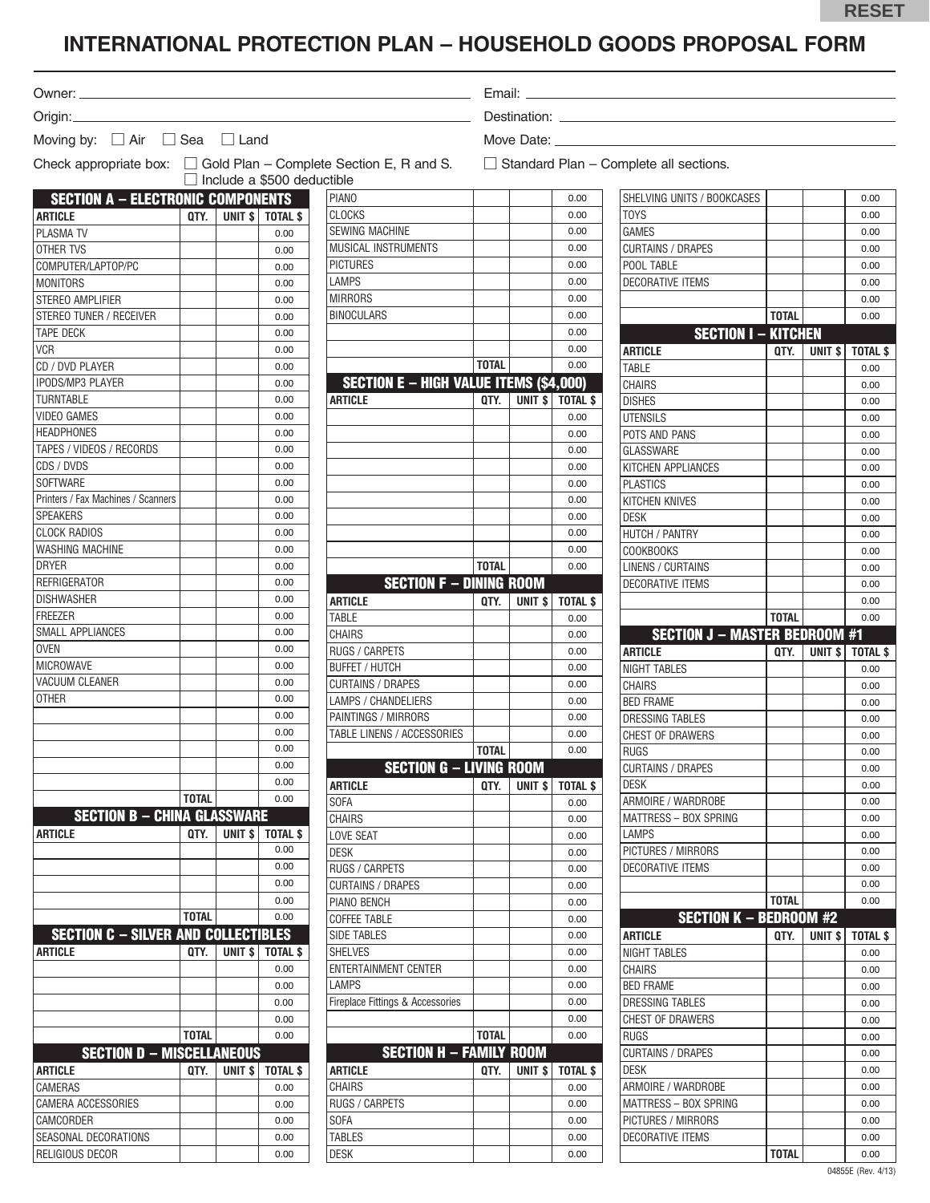RESET

# INTERNATIONAL PROTECTION PLAN – HOUSEHOLD GOODS PROPOSAL FORM

Owner: ____________________ Email: ____________________

Origin: ____________________ Destination: ____________________

Moving by: ☐ Air ☐ Sea ☐ Land Move Date: ____________________

Check appropriate box: ☐ Gold Plan – Complete Section E, R and S. ☐ Standard Plan – Complete all sections.
☐ Include a $500 deductible

## SECTION A – ELECTRONIC COMPONENTS

| ARTICLE | QTY. | UNIT $ | TOTAL $ |
|---|---|---|---|
| PLASMA TV | | | 0.00 |
| OTHER TVS | | | 0.00 |
| COMPUTER/LAPTOP/PC | | | 0.00 |
| MONITORS | | | 0.00 |
| STEREO AMPLIFIER | | | 0.00 |
| STEREO TUNER / RECEIVER | | | 0.00 |
| TAPE DECK | | | 0.00 |
| VCR | | | 0.00 |
| CD / DVD PLAYER | | | 0.00 |
| IPODS/MP3 PLAYER | | | 0.00 |
| TURNTABLE | | | 0.00 |
| VIDEO GAMES | | | 0.00 |
| HEADPHONES | | | 0.00 |
| TAPES / VIDEOS / RECORDS | | | 0.00 |
| CDS / DVDS | | | 0.00 |
| SOFTWARE | | | 0.00 |
| Printers / Fax Machines / Scanners | | | 0.00 |
| SPEAKERS | | | 0.00 |
| CLOCK RADIOS | | | 0.00 |
| WASHING MACHINE | | | 0.00 |
| DRYER | | | 0.00 |
| REFRIGERATOR | | | 0.00 |
| DISHWASHER | | | 0.00 |
| FREEZER | | | 0.00 |
| SMALL APPLIANCES | | | 0.00 |
| OVEN | | | 0.00 |
| MICROWAVE | | | 0.00 |
| VACUUM CLEANER | | | 0.00 |
| OTHER | | | 0.00 |
| | | | 0.00 |
| | | | 0.00 |
| | | | 0.00 |
| | | | 0.00 |
| | | | 0.00 |
| | TOTAL | | 0.00 |

## SECTION B – CHINA GLASSWARE

| ARTICLE | QTY. | UNIT $ | TOTAL $ |
|---|---|---|---|
| | | | 0.00 |
| | | | 0.00 |
| | | | 0.00 |
| | | | 0.00 |
| | TOTAL | | 0.00 |

## SECTION C – SILVER AND COLLECTIBLES

| ARTICLE | QTY. | UNIT $ | TOTAL $ |
|---|---|---|---|
| | | | 0.00 |
| | | | 0.00 |
| | | | 0.00 |
| | | | 0.00 |
| | TOTAL | | 0.00 |

## SECTION D – MISCELLANEOUS

| ARTICLE | QTY. | UNIT $ | TOTAL $ |
|---|---|---|---|
| CAMERAS | | | 0.00 |
| CAMERA ACCESSORIES | | | 0.00 |
| CAMCORDER | | | 0.00 |
| SEASONAL DECORATIONS | | | 0.00 |
| RELIGIOUS DECOR | | | 0.00 |
| PIANO | | | 0.00 |
| CLOCKS | | | 0.00 |
| SEWING MACHINE | | | 0.00 |
| MUSICAL INSTRUMENTS | | | 0.00 |
| PICTURES | | | 0.00 |
| LAMPS | | | 0.00 |
| MIRRORS | | | 0.00 |
| BINOCULARS | | | 0.00 |
| | | | 0.00 |
| | | | 0.00 |
| | TOTAL | | 0.00 |

## SECTION E – HIGH VALUE ITEMS ($4,000)

| ARTICLE | QTY. | UNIT $ | TOTAL $ |
|---|---|---|---|
| | | | 0.00 |
| | | | 0.00 |
| | | | 0.00 |
| | | | 0.00 |
| | | | 0.00 |
| | | | 0.00 |
| | | | 0.00 |
| | | | 0.00 |
| | | | 0.00 |
| | TOTAL | | 0.00 |

## SECTION F – DINING ROOM

| ARTICLE | QTY. | UNIT $ | TOTAL $ |
|---|---|---|---|
| TABLE | | | 0.00 |
| CHAIRS | | | 0.00 |
| RUGS / CARPETS | | | 0.00 |
| BUFFET / HUTCH | | | 0.00 |
| CURTAINS / DRAPES | | | 0.00 |
| LAMPS / CHANDELIERS | | | 0.00 |
| PAINTINGS / MIRRORS | | | 0.00 |
| TABLE LINENS / ACCESSORIES | | | 0.00 |
| | TOTAL | | 0.00 |

## SECTION G – LIVING ROOM

| ARTICLE | QTY. | UNIT $ | TOTAL $ |
|---|---|---|---|
| SOFA | | | 0.00 |
| CHAIRS | | | 0.00 |
| LOVE SEAT | | | 0.00 |
| DESK | | | 0.00 |
| RUGS / CARPETS | | | 0.00 |
| CURTAINS / DRAPES | | | 0.00 |
| PIANO BENCH | | | 0.00 |
| COFFEE TABLE | | | 0.00 |
| SIDE TABLES | | | 0.00 |
| SHELVES | | | 0.00 |
| ENTERTAINMENT CENTER | | | 0.00 |
| LAMPS | | | 0.00 |
| Fireplace Fittings & Accessories | | | 0.00 |
| | | | 0.00 |
| | TOTAL | | 0.00 |

## SECTION H – FAMILY ROOM

| ARTICLE | QTY. | UNIT $ | TOTAL $ |
|---|---|---|---|
| CHAIRS | | | 0.00 |
| RUGS / CARPETS | | | 0.00 |
| SOFA | | | 0.00 |
| TABLES | | | 0.00 |
| DESK | | | 0.00 |
| SHELVING UNITS / BOOKCASES | | | 0.00 |
| TOYS | | | 0.00 |
| GAMES | | | 0.00 |
| CURTAINS / DRAPES | | | 0.00 |
| POOL TABLE | | | 0.00 |
| DECORATIVE ITEMS | | | 0.00 |
| | | | 0.00 |
| | TOTAL | | 0.00 |

## SECTION I – KITCHEN

| ARTICLE | QTY. | UNIT $ | TOTAL $ |
|---|---|---|---|
| TABLE | | | 0.00 |
| CHAIRS | | | 0.00 |
| DISHES | | | 0.00 |
| UTENSILS | | | 0.00 |
| POTS AND PANS | | | 0.00 |
| GLASSWARE | | | 0.00 |
| KITCHEN APPLIANCES | | | 0.00 |
| PLASTICS | | | 0.00 |
| KITCHEN KNIVES | | | 0.00 |
| DESK | | | 0.00 |
| HUTCH / PANTRY | | | 0.00 |
| COOKBOOKS | | | 0.00 |
| LINENS / CURTAINS | | | 0.00 |
| DECORATIVE ITEMS | | | 0.00 |
| | | | 0.00 |
| | TOTAL | | 0.00 |

## SECTION J – MASTER BEDROOM #1

| ARTICLE | QTY. | UNIT $ | TOTAL $ |
|---|---|---|---|
| NIGHT TABLES | | | 0.00 |
| CHAIRS | | | 0.00 |
| BED FRAME | | | 0.00 |
| DRESSING TABLES | | | 0.00 |
| CHEST OF DRAWERS | | | 0.00 |
| RUGS | | | 0.00 |
| CURTAINS / DRAPES | | | 0.00 |
| DESK | | | 0.00 |
| ARMOIRE / WARDROBE | | | 0.00 |
| MATTRESS – BOX SPRING | | | 0.00 |
| LAMPS | | | 0.00 |
| PICTURES / MIRRORS | | | 0.00 |
| DECORATIVE ITEMS | | | 0.00 |
| | | | 0.00 |
| | TOTAL | | 0.00 |

## SECTION K – BEDROOM #2

| ARTICLE | QTY. | UNIT $ | TOTAL $ |
|---|---|---|---|
| NIGHT TABLES | | | 0.00 |
| CHAIRS | | | 0.00 |
| BED FRAME | | | 0.00 |
| DRESSING TABLES | | | 0.00 |
| CHEST OF DRAWERS | | | 0.00 |
| RUGS | | | 0.00 |
| CURTAINS / DRAPES | | | 0.00 |
| DESK | | | 0.00 |
| ARMOIRE / WARDROBE | | | 0.00 |
| MATTRESS – BOX SPRING | | | 0.00 |
| PICTURES / MIRRORS | | | 0.00 |
| DECORATIVE ITEMS | | | 0.00 |
| | TOTAL | | 0.00 |

04855E (Rev. 4/13)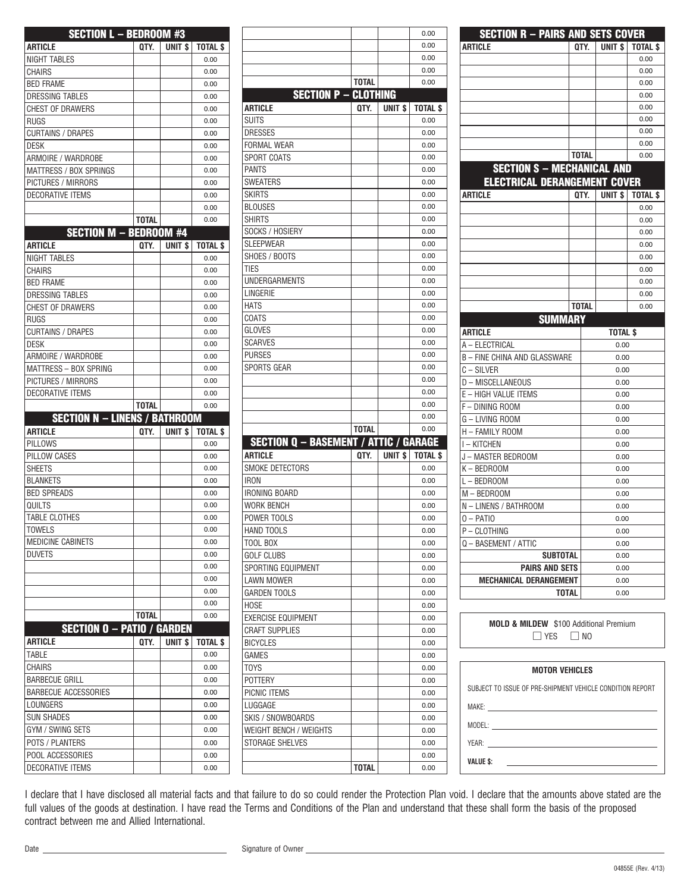## SECTION L – BEDROOM #3

| ARTICLE | QTY. | UNIT $ | TOTAL $ |
|---|---|---|---|
| NIGHT TABLES | | | 0.00 |
| CHAIRS | | | 0.00 |
| BED FRAME | | | 0.00 |
| DRESSING TABLES | | | 0.00 |
| CHEST OF DRAWERS | | | 0.00 |
| RUGS | | | 0.00 |
| CURTAINS / DRAPES | | | 0.00 |
| DESK | | | 0.00 |
| ARMOIRE / WARDROBE | | | 0.00 |
| MATTRESS / BOX SPRINGS | | | 0.00 |
| PICTURES / MIRRORS | | | 0.00 |
| DECORATIVE ITEMS | | | 0.00 |
| | | | 0.00 |
| | TOTAL | | 0.00 |

## SECTION M – BEDROOM #4

| ARTICLE | QTY. | UNIT $ | TOTAL $ |
|---|---|---|---|
| NIGHT TABLES | | | 0.00 |
| CHAIRS | | | 0.00 |
| BED FRAME | | | 0.00 |
| DRESSING TABLES | | | 0.00 |
| CHEST OF DRAWERS | | | 0.00 |
| RUGS | | | 0.00 |
| CURTAINS / DRAPES | | | 0.00 |
| DESK | | | 0.00 |
| ARMOIRE / WARDROBE | | | 0.00 |
| MATTRESS – BOX SPRING | | | 0.00 |
| PICTURES / MIRRORS | | | 0.00 |
| DECORATIVE ITEMS | | | 0.00 |
| | TOTAL | | 0.00 |

## SECTION N – LINENS / BATHROOM

| ARTICLE | QTY. | UNIT $ | TOTAL $ |
|---|---|---|---|
| PILLOWS | | | 0.00 |
| PILLOW CASES | | | 0.00 |
| SHEETS | | | 0.00 |
| BLANKETS | | | 0.00 |
| BED SPREADS | | | 0.00 |
| QUILTS | | | 0.00 |
| TABLE CLOTHES | | | 0.00 |
| TOWELS | | | 0.00 |
| MEDICINE CABINETS | | | 0.00 |
| DUVETS | | | 0.00 |
| | | | 0.00 |
| | | | 0.00 |
| | | | 0.00 |
| | | | 0.00 |
| | TOTAL | | 0.00 |

## SECTION O – PATIO / GARDEN

| ARTICLE | QTY. | UNIT $ | TOTAL $ |
|---|---|---|---|
| TABLE | | | 0.00 |
| CHAIRS | | | 0.00 |
| BARBECUE GRILL | | | 0.00 |
| BARBECUE ACCESSORIES | | | 0.00 |
| LOUNGERS | | | 0.00 |
| SUN SHADES | | | 0.00 |
| GYM / SWING SETS | | | 0.00 |
| POTS / PLANTERS | | | 0.00 |
| POOL ACCESSORIES | | | 0.00 |
| DECORATIVE ITEMS | | | 0.00 |
| | | | 0.00 |
| | | | 0.00 |
| | | | 0.00 |
| | | | 0.00 |
| | TOTAL | | 0.00 |

## SECTION P – CLOTHING

| ARTICLE | QTY. | UNIT $ | TOTAL $ |
|---|---|---|---|
| SUITS | | | 0.00 |
| DRESSES | | | 0.00 |
| FORMAL WEAR | | | 0.00 |
| SPORT COATS | | | 0.00 |
| PANTS | | | 0.00 |
| SWEATERS | | | 0.00 |
| SKIRTS | | | 0.00 |
| BLOUSES | | | 0.00 |
| SHIRTS | | | 0.00 |
| SOCKS / HOSIERY | | | 0.00 |
| SLEEPWEAR | | | 0.00 |
| SHOES / BOOTS | | | 0.00 |
| TIES | | | 0.00 |
| UNDERGARMENTS | | | 0.00 |
| LINGERIE | | | 0.00 |
| HATS | | | 0.00 |
| COATS | | | 0.00 |
| GLOVES | | | 0.00 |
| SCARVES | | | 0.00 |
| PURSES | | | 0.00 |
| SPORTS GEAR | | | 0.00 |
| | | | 0.00 |
| | | | 0.00 |
| | | | 0.00 |
| | | | 0.00 |
| | TOTAL | | 0.00 |

## SECTION Q – BASEMENT / ATTIC / GARAGE

| ARTICLE | QTY. | UNIT $ | TOTAL $ |
|---|---|---|---|
| SMOKE DETECTORS | | | 0.00 |
| IRON | | | 0.00 |
| IRONING BOARD | | | 0.00 |
| WORK BENCH | | | 0.00 |
| POWER TOOLS | | | 0.00 |
| HAND TOOLS | | | 0.00 |
| TOOL BOX | | | 0.00 |
| GOLF CLUBS | | | 0.00 |
| SPORTING EQUIPMENT | | | 0.00 |
| LAWN MOWER | | | 0.00 |
| GARDEN TOOLS | | | 0.00 |
| HOSE | | | 0.00 |
| EXERCISE EQUIPMENT | | | 0.00 |
| CRAFT SUPPLIES | | | 0.00 |
| BICYCLES | | | 0.00 |
| GAMES | | | 0.00 |
| TOYS | | | 0.00 |
| POTTERY | | | 0.00 |
| PICNIC ITEMS | | | 0.00 |
| LUGGAGE | | | 0.00 |
| SKIS / SNOWBOARDS | | | 0.00 |
| WEIGHT BENCH / WEIGHTS | | | 0.00 |
| STORAGE SHELVES | | | 0.00 |
| | | | 0.00 |
| | TOTAL | | 0.00 |

## SECTION R – PAIRS AND SETS COVER

| ARTICLE | QTY. | UNIT $ | TOTAL $ |
|---|---|---|---|
| | | | 0.00 |
| | | | 0.00 |
| | | | 0.00 |
| | | | 0.00 |
| | | | 0.00 |
| | | | 0.00 |
| | | | 0.00 |
| | | | 0.00 |
| | TOTAL | | 0.00 |

## SECTION S – MECHANICAL AND ELECTRICAL DERANGEMENT COVER

| ARTICLE | QTY. | UNIT $ | TOTAL $ |
|---|---|---|---|
| | | | 0.00 |
| | | | 0.00 |
| | | | 0.00 |
| | | | 0.00 |
| | | | 0.00 |
| | | | 0.00 |
| | | | 0.00 |
| | | | 0.00 |
| | TOTAL | | 0.00 |

## SUMMARY

| ARTICLE | TOTAL $ |
|---|---|
| A – ELECTRICAL | 0.00 |
| B – FINE CHINA AND GLASSWARE | 0.00 |
| C – SILVER | 0.00 |
| D – MISCELLANEOUS | 0.00 |
| E – HIGH VALUE ITEMS | 0.00 |
| F – DINING ROOM | 0.00 |
| G – LIVING ROOM | 0.00 |
| H – FAMILY ROOM | 0.00 |
| I – KITCHEN | 0.00 |
| J – MASTER BEDROOM | 0.00 |
| K – BEDROOM | 0.00 |
| L – BEDROOM | 0.00 |
| M – BEDROOM | 0.00 |
| N – LINENS / BATHROOM | 0.00 |
| O – PATIO | 0.00 |
| P – CLOTHING | 0.00 |
| Q – BASEMENT / ATTIC | 0.00 |
| SUBTOTAL | 0.00 |
| PAIRS AND SETS | 0.00 |
| MECHANICAL DERANGEMENT | 0.00 |
| TOTAL | 0.00 |

**MOLD & MILDEW** $100 Additional Premium

☐ YES ☐ NO

**MOTOR VEHICLES**

SUBJECT TO ISSUE OF PRE-SHIPMENT VEHICLE CONDITION REPORT

MAKE: ______________________

MODEL: ______________________

YEAR: ______________________

**VALUE $:** ______________________

I declare that I have disclosed all material facts and that failure to do so could render the Protection Plan void. I declare that the amounts above stated are the full values of the goods at destination. I have read the Terms and Conditions of the Plan and understand that these shall form the basis of the proposed contract between me and Allied International.

Date ______________________ Signature of Owner ______________________

04855E (Rev. 4/13)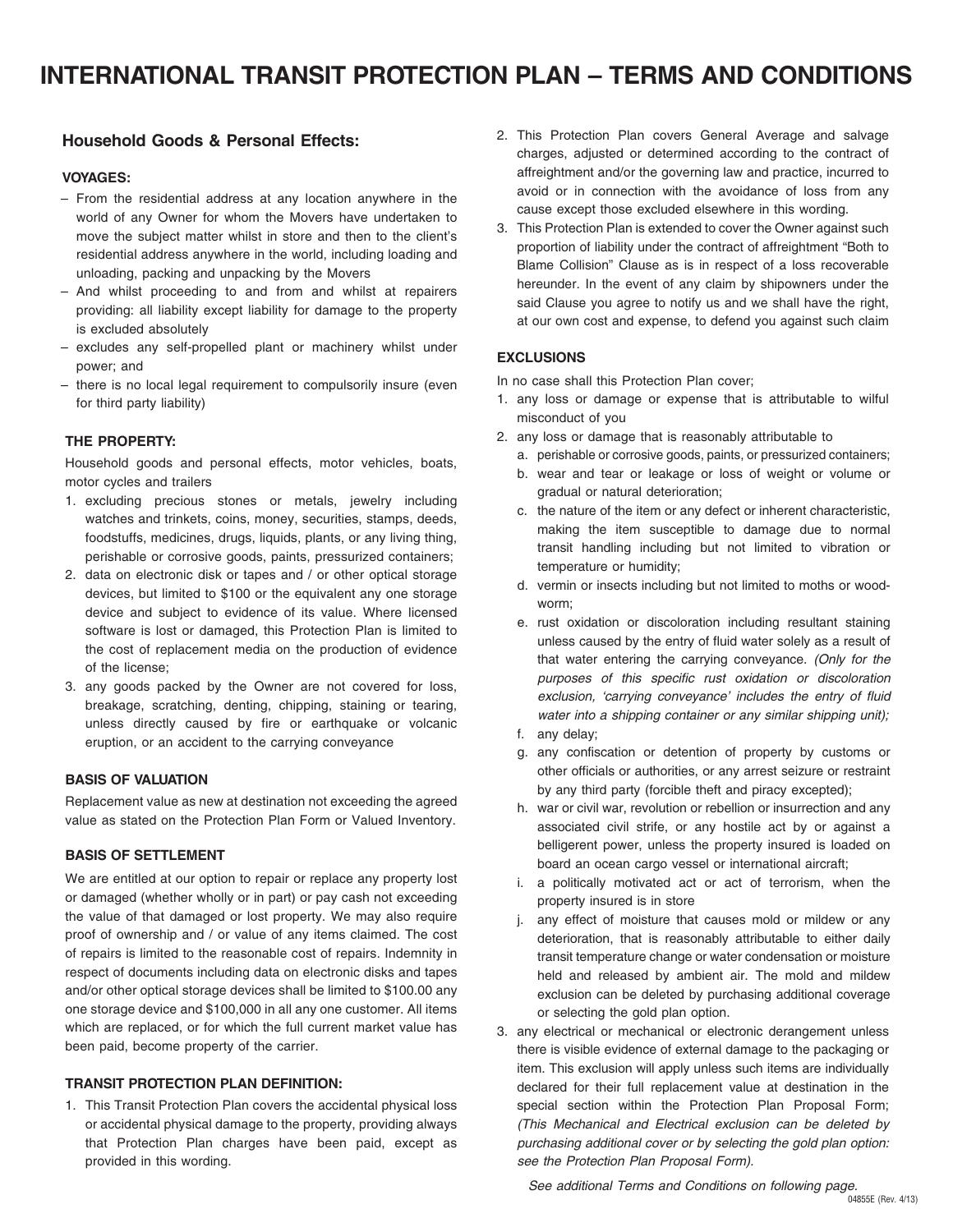# INTERNATIONAL TRANSIT PROTECTION PLAN – TERMS AND CONDITIONS

## Household Goods & Personal Effects:

### VOYAGES:

- From the residential address at any location anywhere in the world of any Owner for whom the Movers have undertaken to move the subject matter whilst in store and then to the client's residential address anywhere in the world, including loading and unloading, packing and unpacking by the Movers
- And whilst proceeding to and from and whilst at repairers providing: all liability except liability for damage to the property is excluded absolutely
- excludes any self-propelled plant or machinery whilst under power; and
- there is no local legal requirement to compulsorily insure (even for third party liability)

### THE PROPERTY:

Household goods and personal effects, motor vehicles, boats, motor cycles and trailers

1. excluding precious stones or metals, jewelry including watches and trinkets, coins, money, securities, stamps, deeds, foodstuffs, medicines, drugs, liquids, plants, or any living thing, perishable or corrosive goods, paints, pressurized containers;
2. data on electronic disk or tapes and / or other optical storage devices, but limited to $100 or the equivalent any one storage device and subject to evidence of its value. Where licensed software is lost or damaged, this Protection Plan is limited to the cost of replacement media on the production of evidence of the license;
3. any goods packed by the Owner are not covered for loss, breakage, scratching, denting, chipping, staining or tearing, unless directly caused by fire or earthquake or volcanic eruption, or an accident to the carrying conveyance

### BASIS OF VALUATION

Replacement value as new at destination not exceeding the agreed value as stated on the Protection Plan Form or Valued Inventory.

### BASIS OF SETTLEMENT

We are entitled at our option to repair or replace any property lost or damaged (whether wholly or in part) or pay cash not exceeding the value of that damaged or lost property. We may also require proof of ownership and / or value of any items claimed. The cost of repairs is limited to the reasonable cost of repairs. Indemnity in respect of documents including data on electronic disks and tapes and/or other optical storage devices shall be limited to $100.00 any one storage device and $100,000 in all any one customer. All items which are replaced, or for which the full current market value has been paid, become property of the carrier.

### TRANSIT PROTECTION PLAN DEFINITION:

1. This Transit Protection Plan covers the accidental physical loss or accidental physical damage to the property, providing always that Protection Plan charges have been paid, except as provided in this wording.
2. This Protection Plan covers General Average and salvage charges, adjusted or determined according to the contract of affreightment and/or the governing law and practice, incurred to avoid or in connection with the avoidance of loss from any cause except those excluded elsewhere in this wording.
3. This Protection Plan is extended to cover the Owner against such proportion of liability under the contract of affreightment "Both to Blame Collision" Clause as is in respect of a loss recoverable hereunder. In the event of any claim by shipowners under the said Clause you agree to notify us and we shall have the right, at our own cost and expense, to defend you against such claim

### EXCLUSIONS

In no case shall this Protection Plan cover;

1. any loss or damage or expense that is attributable to wilful misconduct of you
2. any loss or damage that is reasonably attributable to
   a. perishable or corrosive goods, paints, or pressurized containers;
   b. wear and tear or leakage or loss of weight or volume or gradual or natural deterioration;
   c. the nature of the item or any defect or inherent characteristic, making the item susceptible to damage due to normal transit handling including but not limited to vibration or temperature or humidity;
   d. vermin or insects including but not limited to moths or wood-worm;
   e. rust oxidation or discoloration including resultant staining unless caused by the entry of fluid water solely as a result of that water entering the carrying conveyance. *(Only for the purposes of this specific rust oxidation or discoloration exclusion, 'carrying conveyance' includes the entry of fluid water into a shipping container or any similar shipping unit);*
   f. any delay;
   g. any confiscation or detention of property by customs or other officials or authorities, or any arrest seizure or restraint by any third party (forcible theft and piracy excepted);
   h. war or civil war, revolution or rebellion or insurrection and any associated civil strife, or any hostile act by or against a belligerent power, unless the property insured is loaded on board an ocean cargo vessel or international aircraft;
   i. a politically motivated act or act of terrorism, when the property insured is in store
   j. any effect of moisture that causes mold or mildew or any deterioration, that is reasonably attributable to either daily transit temperature change or water condensation or moisture held and released by ambient air. The mold and mildew exclusion can be deleted by purchasing additional coverage or selecting the gold plan option.
3. any electrical or mechanical or electronic derangement unless there is visible evidence of external damage to the packaging or item. This exclusion will apply unless such items are individually declared for their full replacement value at destination in the special section within the Protection Plan Proposal Form; *(This Mechanical and Electrical exclusion can be deleted by purchasing additional cover or by selecting the gold plan option: see the Protection Plan Proposal Form).*

*See additional Terms and Conditions on following page.*

04855E (Rev. 4/13)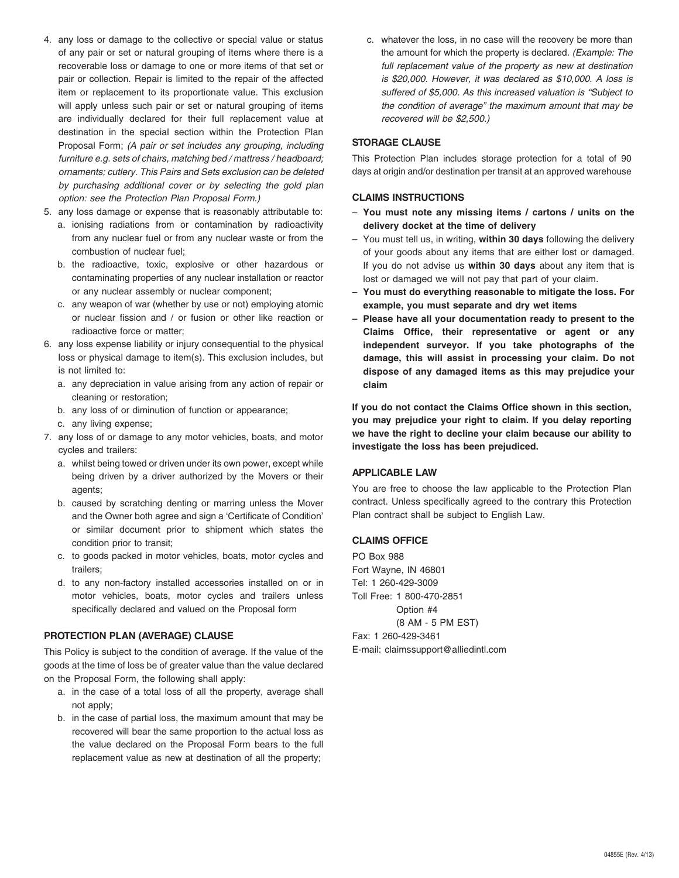4. any loss or damage to the collective or special value or status of any pair or set or natural grouping of items where there is a recoverable loss or damage to one or more items of that set or pair or collection. Repair is limited to the repair of the affected item or replacement to its proportionate value. This exclusion will apply unless such pair or set or natural grouping of items are individually declared for their full replacement value at destination in the special section within the Protection Plan Proposal Form; *(A pair or set includes any grouping, including furniture e.g. sets of chairs, matching bed / mattress / headboard; ornaments; cutlery. This Pairs and Sets exclusion can be deleted by purchasing additional cover or by selecting the gold plan option: see the Protection Plan Proposal Form.)*
5. any loss damage or expense that is reasonably attributable to:
   a. ionising radiations from or contamination by radioactivity from any nuclear fuel or from any nuclear waste or from the combustion of nuclear fuel;
   b. the radioactive, toxic, explosive or other hazardous or contaminating properties of any nuclear installation or reactor or any nuclear assembly or nuclear component;
   c. any weapon of war (whether by use or not) employing atomic or nuclear fission and / or fusion or other like reaction or radioactive force or matter;
6. any loss expense liability or injury consequential to the physical loss or physical damage to item(s). This exclusion includes, but is not limited to:
   a. any depreciation in value arising from any action of repair or cleaning or restoration;
   b. any loss of or diminution of function or appearance;
   c. any living expense;
7. any loss of or damage to any motor vehicles, boats, and motor cycles and trailers:
   a. whilst being towed or driven under its own power, except while being driven by a driver authorized by the Movers or their agents;
   b. caused by scratching denting or marring unless the Mover and the Owner both agree and sign a 'Certificate of Condition' or similar document prior to shipment which states the condition prior to transit;
   c. to goods packed in motor vehicles, boats, motor cycles and trailers;
   d. to any non-factory installed accessories installed on or in motor vehicles, boats, motor cycles and trailers unless specifically declared and valued on the Proposal form

### PROTECTION PLAN (AVERAGE) CLAUSE

This Policy is subject to the condition of average. If the value of the goods at the time of loss be of greater value than the value declared on the Proposal Form, the following shall apply:

a. in the case of a total loss of all the property, average shall not apply;
b. in the case of partial loss, the maximum amount that may be recovered will bear the same proportion to the actual loss as the value declared on the Proposal Form bears to the full replacement value as new at destination of all the property;
c. whatever the loss, in no case will the recovery be more than the amount for which the property is declared. *(Example: The full replacement value of the property as new at destination is $20,000. However, it was declared as $10,000. A loss is suffered of $5,000. As this increased valuation is "Subject to the condition of average" the maximum amount that may be recovered will be $2,500.)*

### STORAGE CLAUSE

This Protection Plan includes storage protection for a total of 90 days at origin and/or destination per transit at an approved warehouse

### CLAIMS INSTRUCTIONS

- **You must note any missing items / cartons / units on the delivery docket at the time of delivery**
- You must tell us, in writing, **within 30 days** following the delivery of your goods about any items that are either lost or damaged. If you do not advise us **within 30 days** about any item that is lost or damaged we will not pay that part of your claim.
- **You must do everything reasonable to mitigate the loss. For example, you must separate and dry wet items**
- **Please have all your documentation ready to present to the Claims Office, their representative or agent or any independent surveyor. If you take photographs of the damage, this will assist in processing your claim. Do not dispose of any damaged items as this may prejudice your claim**

**If you do not contact the Claims Office shown in this section, you may prejudice your right to claim. If you delay reporting we have the right to decline your claim because our ability to investigate the loss has been prejudiced.**

### APPLICABLE LAW

You are free to choose the law applicable to the Protection Plan contract. Unless specifically agreed to the contrary this Protection Plan contract shall be subject to English Law.

### CLAIMS OFFICE

PO Box 988
Fort Wayne, IN 46801
Tel: 1 260-429-3009
Toll Free: 1 800-470-2851
Option #4
(8 AM - 5 PM EST)
Fax: 1 260-429-3461
E-mail: claimssupport@alliedintl.com

04855E (Rev. 4/13)